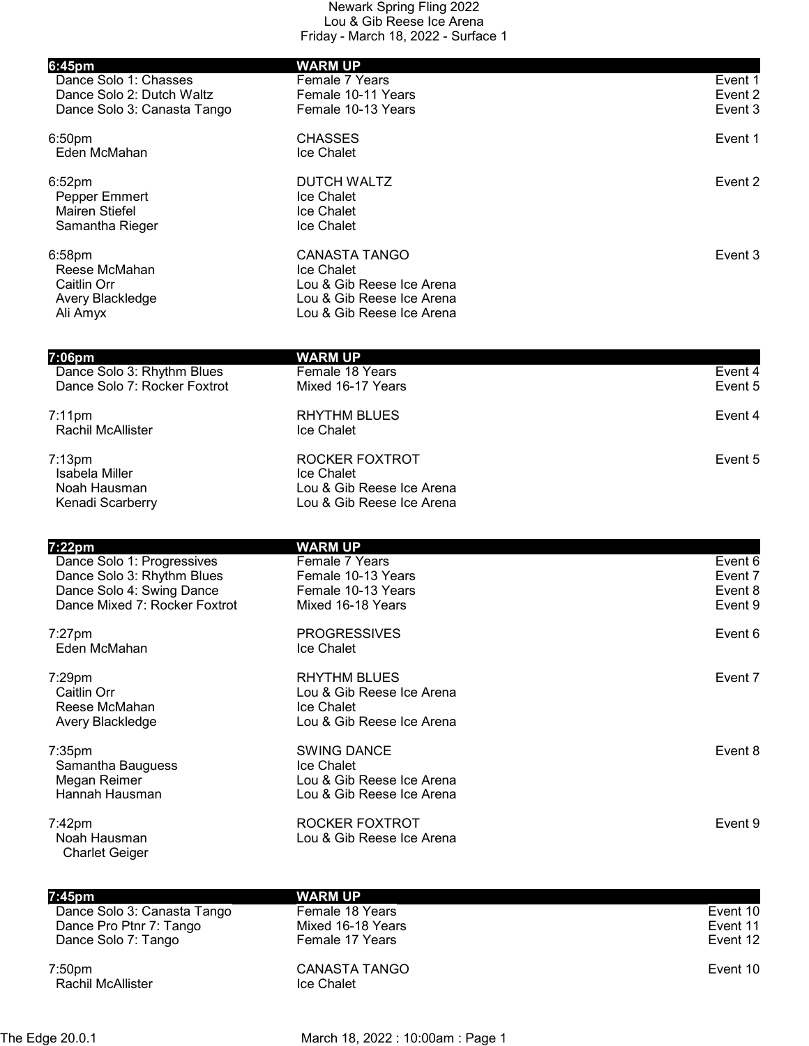# Newark Spring Fling 2022

Lou & Gib Reese Ice Arena

Friday - March 18, 2022 - Surface 1

| **6:45pm** | **WARM UP** | |
|---|---|---|
| Dance Solo 1: Chasses | Female 7 Years | Event 1 |
| Dance Solo 2: Dutch Waltz | Female 10-11 Years | Event 2 |
| Dance Solo 3: Canasta Tango | Female 10-13 Years | Event 3 |

| 6:50pm | CHASSES | Event 1 |
|---|---|---|
| Eden McMahan | Ice Chalet | |

| 6:52pm | DUTCH WALTZ | Event 2 |
|---|---|---|
| Pepper Emmert | Ice Chalet | |
| Mairen Stiefel | Ice Chalet | |
| Samantha Rieger | Ice Chalet | |

| 6:58pm | CANASTA TANGO | Event 3 |
|---|---|---|
| Reese McMahan | Ice Chalet | |
| Caitlin Orr | Lou & Gib Reese Ice Arena | |
| Avery Blackledge | Lou & Gib Reese Ice Arena | |
| Ali Amyx | Lou & Gib Reese Ice Arena | |

| **7:06pm** | **WARM UP** | |
|---|---|---|
| Dance Solo 3: Rhythm Blues | Female 18 Years | Event 4 |
| Dance Solo 7: Rocker Foxtrot | Mixed 16-17 Years | Event 5 |

| 7:11pm | RHYTHM BLUES | Event 4 |
|---|---|---|
| Rachil McAllister | Ice Chalet | |

| 7:13pm | ROCKER FOXTROT | Event 5 |
|---|---|---|
| Isabela Miller | Ice Chalet | |
| Noah Hausman | Lou & Gib Reese Ice Arena | |
| Kenadi Scarberry | Lou & Gib Reese Ice Arena | |

| **7:22pm** | **WARM UP** | |
|---|---|---|
| Dance Solo 1: Progressives | Female 7 Years | Event 6 |
| Dance Solo 3: Rhythm Blues | Female 10-13 Years | Event 7 |
| Dance Solo 4: Swing Dance | Female 10-13 Years | Event 8 |
| Dance Mixed 7: Rocker Foxtrot | Mixed 16-18 Years | Event 9 |

| 7:27pm | PROGRESSIVES | Event 6 |
|---|---|---|
| Eden McMahan | Ice Chalet | |

| 7:29pm | RHYTHM BLUES | Event 7 |
|---|---|---|
| Caitlin Orr | Lou & Gib Reese Ice Arena | |
| Reese McMahan | Ice Chalet | |
| Avery Blackledge | Lou & Gib Reese Ice Arena | |

| 7:35pm | SWING DANCE | Event 8 |
|---|---|---|
| Samantha Bauguess | Ice Chalet | |
| Megan Reimer | Lou & Gib Reese Ice Arena | |
| Hannah Hausman | Lou & Gib Reese Ice Arena | |

| 7:42pm | ROCKER FOXTROT | Event 9 |
|---|---|---|
| Noah Hausman / Charlet Geiger | Lou & Gib Reese Ice Arena | |

| **7:45pm** | **WARM UP** | |
|---|---|---|
| Dance Solo 3: Canasta Tango | Female 18 Years | Event 10 |
| Dance Pro Ptnr 7: Tango | Mixed 16-18 Years | Event 11 |
| Dance Solo 7: Tango | Female 17 Years | Event 12 |

| 7:50pm | CANASTA TANGO | Event 10 |
|---|---|---|
| Rachil McAllister | Ice Chalet | |

The Edge 20.0.1 March 18, 2022 : 10:00am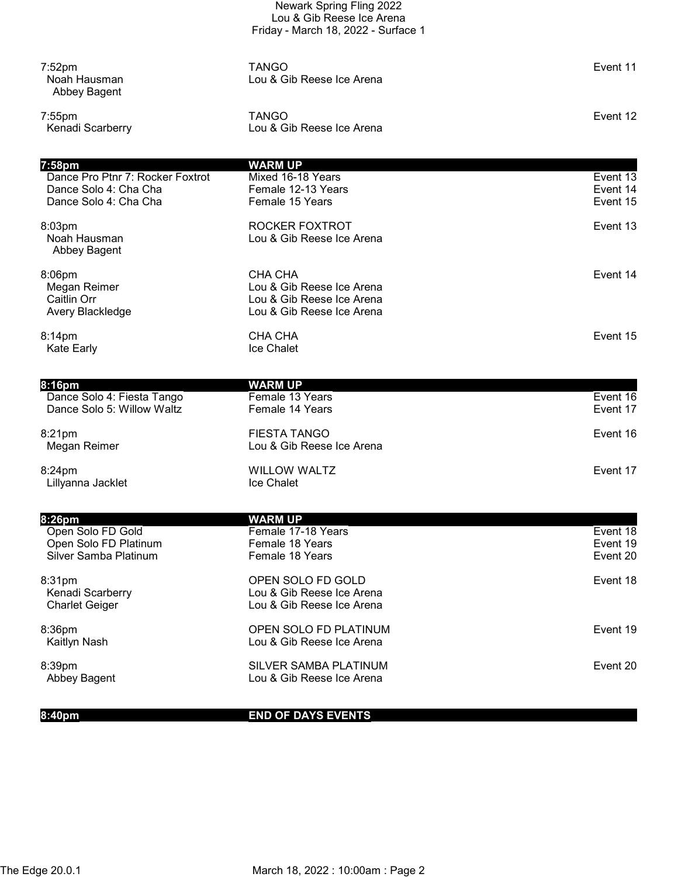| Time | Event / Club | Event # |
|---|---|---|
| 7:52pm | TANGO | Event 11 |
| Noah Hausman / Abbey Bagent | Lou & Gib Reese Ice Arena | |
| 7:55pm | TANGO | Event 12 |
| Kenadi Scarberry | Lou & Gib Reese Ice Arena | |
| **7:58pm** | **WARM UP** | |
| Dance Pro Ptnr 7: Rocker Foxtrot | Mixed 16-18 Years | Event 13 |
| Dance Solo 4: Cha Cha | Female 12-13 Years | Event 14 |
| Dance Solo 4: Cha Cha | Female 15 Years | Event 15 |
| 8:03pm | ROCKER FOXTROT | Event 13 |
| Noah Hausman / Abbey Bagent | Lou & Gib Reese Ice Arena | |
| 8:06pm | CHA CHA | Event 14 |
| Megan Reimer | Lou & Gib Reese Ice Arena | |
| Caitlin Orr | Lou & Gib Reese Ice Arena | |
| Avery Blackledge | Lou & Gib Reese Ice Arena | |
| 8:14pm | CHA CHA | Event 15 |
| Kate Early | Ice Chalet | |
| **8:16pm** | **WARM UP** | |
| Dance Solo 4: Fiesta Tango | Female 13 Years | Event 16 |
| Dance Solo 5: Willow Waltz | Female 14 Years | Event 17 |
| 8:21pm | FIESTA TANGO | Event 16 |
| Megan Reimer | Lou & Gib Reese Ice Arena | |
| 8:24pm | WILLOW WALTZ | Event 17 |
| Lillyanna Jacklet | Ice Chalet | |
| **8:26pm** | **WARM UP** | |
| Open Solo FD Gold | Female 17-18 Years | Event 18 |
| Open Solo FD Platinum | Female 18 Years | Event 19 |
| Silver Samba Platinum | Female 18 Years | Event 20 |
| 8:31pm | OPEN SOLO FD GOLD | Event 18 |
| Kenadi Scarberry | Lou & Gib Reese Ice Arena | |
| Charlet Geiger | Lou & Gib Reese Ice Arena | |
| 8:36pm | OPEN SOLO FD PLATINUM | Event 19 |
| Kaitlyn Nash | Lou & Gib Reese Ice Arena | |
| 8:39pm | SILVER SAMBA PLATINUM | Event 20 |
| Abbey Bagent | Lou & Gib Reese Ice Arena | |
| **8:40pm** | **END OF DAYS EVENTS** | |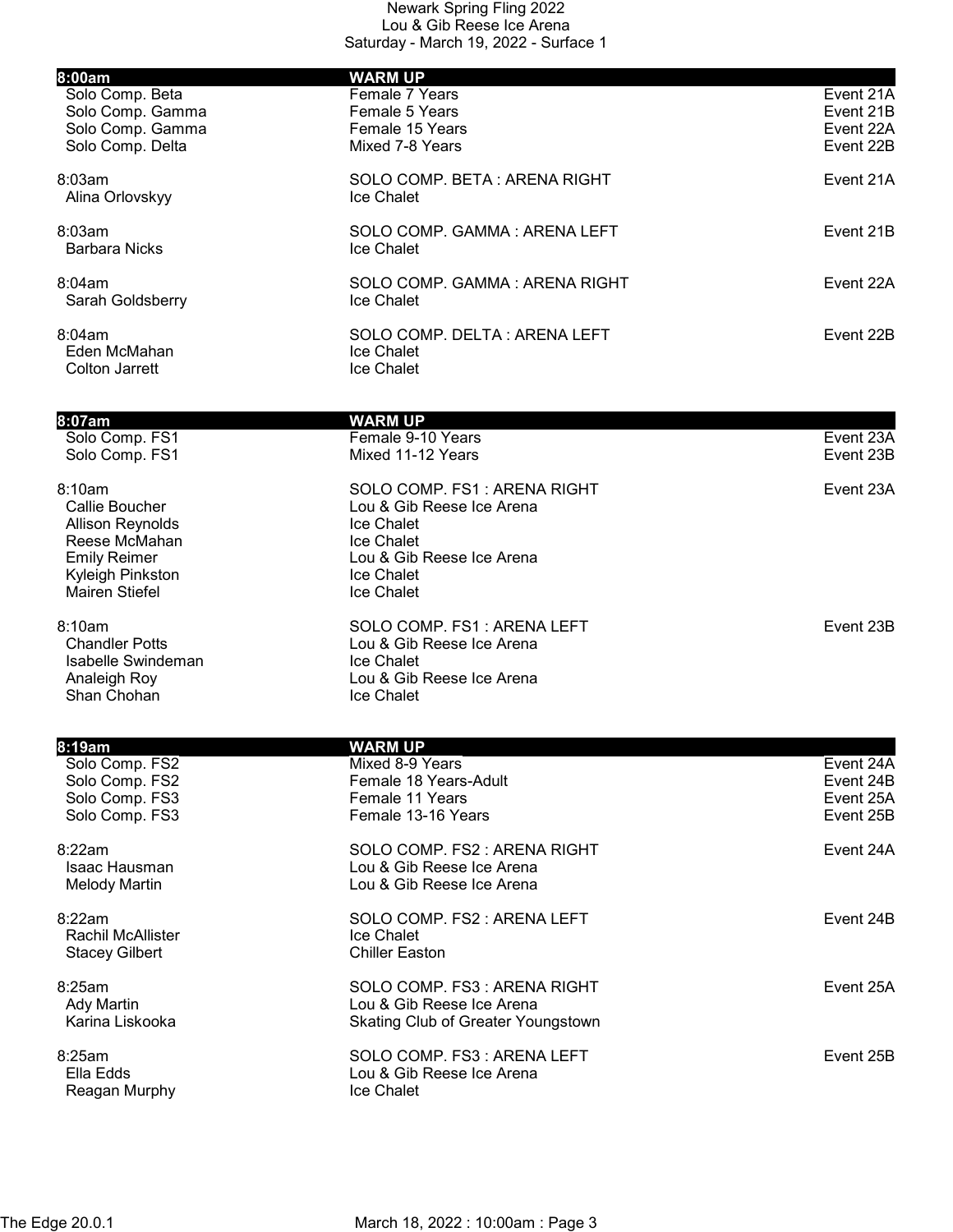Newark Spring Fling 2022
Lou & Gib Reese Ice Arena
Saturday - March 19, 2022 - Surface 1

| **8:00am** | **WARM UP** | |
|---|---|---|
| Solo Comp. Beta | Female 7 Years | Event 21A |
| Solo Comp. Gamma | Female 5 Years | Event 21B |
| Solo Comp. Gamma | Female 15 Years | Event 22A |
| Solo Comp. Delta | Mixed 7-8 Years | Event 22B |

| 8:03am | SOLO COMP. BETA : ARENA RIGHT | Event 21A |
|---|---|---|
| Alina Orlovskyy | Ice Chalet | |

| 8:03am | SOLO COMP. GAMMA : ARENA LEFT | Event 21B |
|---|---|---|
| Barbara Nicks | Ice Chalet | |

| 8:04am | SOLO COMP. GAMMA : ARENA RIGHT | Event 22A |
|---|---|---|
| Sarah Goldsberry | Ice Chalet | |

| 8:04am | SOLO COMP. DELTA : ARENA LEFT | Event 22B |
|---|---|---|
| Eden McMahan | Ice Chalet | |
| Colton Jarrett | Ice Chalet | |

| **8:07am** | **WARM UP** | |
|---|---|---|
| Solo Comp. FS1 | Female 9-10 Years | Event 23A |
| Solo Comp. FS1 | Mixed 11-12 Years | Event 23B |

| 8:10am | SOLO COMP. FS1 : ARENA RIGHT | Event 23A |
|---|---|---|
| Callie Boucher | Lou & Gib Reese Ice Arena | |
| Allison Reynolds | Ice Chalet | |
| Reese McMahan | Ice Chalet | |
| Emily Reimer | Lou & Gib Reese Ice Arena | |
| Kyleigh Pinkston | Ice Chalet | |
| Mairen Stiefel | Ice Chalet | |

| 8:10am | SOLO COMP. FS1 : ARENA LEFT | Event 23B |
|---|---|---|
| Chandler Potts | Lou & Gib Reese Ice Arena | |
| Isabelle Swindeman | Ice Chalet | |
| Analeigh Roy | Lou & Gib Reese Ice Arena | |
| Shan Chohan | Ice Chalet | |

| **8:19am** | **WARM UP** | |
|---|---|---|
| Solo Comp. FS2 | Mixed 8-9 Years | Event 24A |
| Solo Comp. FS2 | Female 18 Years-Adult | Event 24B |
| Solo Comp. FS3 | Female 11 Years | Event 25A |
| Solo Comp. FS3 | Female 13-16 Years | Event 25B |

| 8:22am | SOLO COMP. FS2 : ARENA RIGHT | Event 24A |
|---|---|---|
| Isaac Hausman | Lou & Gib Reese Ice Arena | |
| Melody Martin | Lou & Gib Reese Ice Arena | |

| 8:22am | SOLO COMP. FS2 : ARENA LEFT | Event 24B |
|---|---|---|
| Rachil McAllister | Ice Chalet | |
| Stacey Gilbert | Chiller Easton | |

| 8:25am | SOLO COMP. FS3 : ARENA RIGHT | Event 25A |
|---|---|---|
| Ady Martin | Lou & Gib Reese Ice Arena | |
| Karina Liskooka | Skating Club of Greater Youngstown | |

| 8:25am | SOLO COMP. FS3 : ARENA LEFT | Event 25B |
|---|---|---|
| Ella Edds | Lou & Gib Reese Ice Arena | |
| Reagan Murphy | Ice Chalet | |

The Edge 20.0.1 March 18, 2022 : 10:00am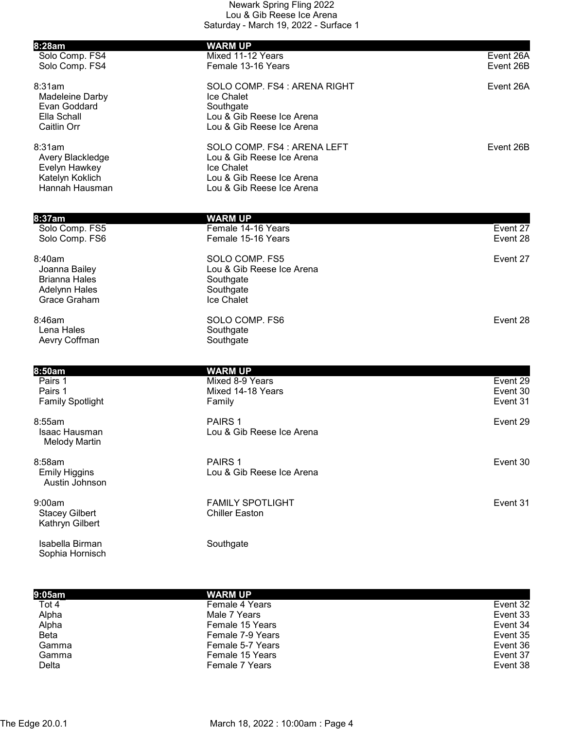Newark Spring Fling 2022
Lou & Gib Reese Ice Arena
Saturday - March 19, 2022 - Surface 1

| **8:28am** | **WARM UP** | |
|---|---|---|
| Solo Comp. FS4 | Mixed 11-12 Years | Event 26A |
| Solo Comp. FS4 | Female 13-16 Years | Event 26B |

| 8:31am | SOLO COMP. FS4 : ARENA RIGHT | Event 26A |
|---|---|---|
| Madeleine Darby | Ice Chalet | |
| Evan Goddard | Southgate | |
| Ella Schall | Lou & Gib Reese Ice Arena | |
| Caitlin Orr | Lou & Gib Reese Ice Arena | |

| 8:31am | SOLO COMP. FS4 : ARENA LEFT | Event 26B |
|---|---|---|
| Avery Blackledge | Lou & Gib Reese Ice Arena | |
| Evelyn Hawkey | Ice Chalet | |
| Katelyn Koklich | Lou & Gib Reese Ice Arena | |
| Hannah Hausman | Lou & Gib Reese Ice Arena | |

| **8:37am** | **WARM UP** | |
|---|---|---|
| Solo Comp. FS5 | Female 14-16 Years | Event 27 |
| Solo Comp. FS6 | Female 15-16 Years | Event 28 |

| 8:40am | SOLO COMP. FS5 | Event 27 |
|---|---|---|
| Joanna Bailey | Lou & Gib Reese Ice Arena | |
| Brianna Hales | Southgate | |
| Adelynn Hales | Southgate | |
| Grace Graham | Ice Chalet | |

| 8:46am | SOLO COMP. FS6 | Event 28 |
|---|---|---|
| Lena Hales | Southgate | |
| Aevry Coffman | Southgate | |

| **8:50am** | **WARM UP** | |
|---|---|---|
| Pairs 1 | Mixed 8-9 Years | Event 29 |
| Pairs 1 | Mixed 14-18 Years | Event 30 |
| Family Spotlight | Family | Event 31 |

| 8:55am | PAIRS 1 | Event 29 |
|---|---|---|
| Isaac Hausman / Melody Martin | Lou & Gib Reese Ice Arena | |

| 8:58am | PAIRS 1 | Event 30 |
|---|---|---|
| Emily Higgins / Austin Johnson | Lou & Gib Reese Ice Arena | |

| 9:00am | FAMILY SPOTLIGHT | Event 31 |
|---|---|---|
| Stacey Gilbert / Kathryn Gilbert | Chiller Easton | |
| Isabella Birman / Sophia Hornisch | Southgate | |

| **9:05am** | **WARM UP** | |
|---|---|---|
| Tot 4 | Female 4 Years | Event 32 |
| Alpha | Male 7 Years | Event 33 |
| Alpha | Female 15 Years | Event 34 |
| Beta | Female 7-9 Years | Event 35 |
| Gamma | Female 5-7 Years | Event 36 |
| Gamma | Female 15 Years | Event 37 |
| Delta | Female 7 Years | Event 38 |

The Edge 20.0.1 March 18, 2022 : 10:00am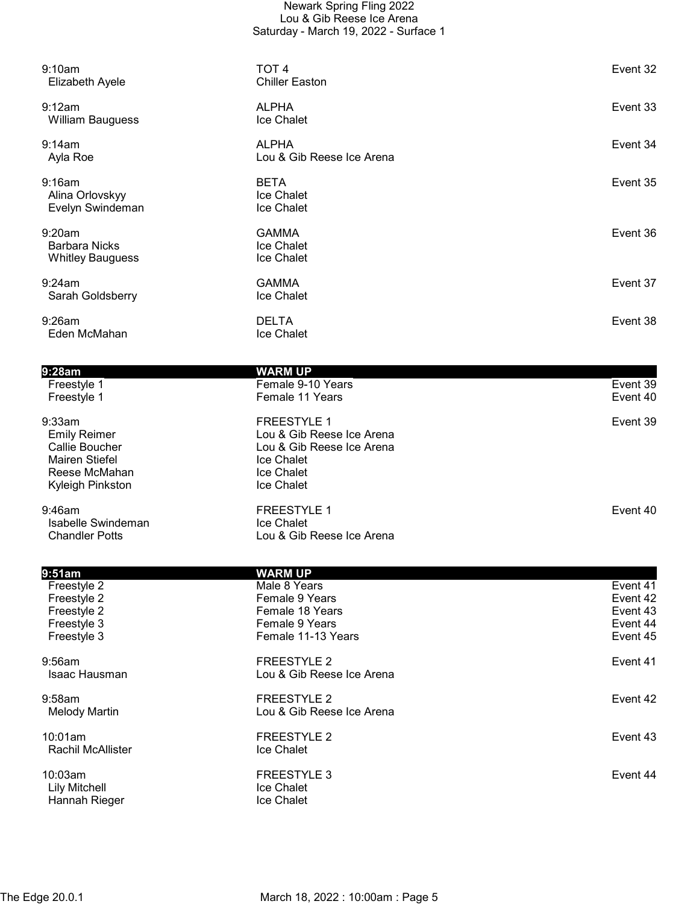| Time | Event | Event # |
|---|---|---|
| 9:10am | TOT 4 | Event 32 |
| Elizabeth Ayele | Chiller Easton | |
| 9:12am | ALPHA | Event 33 |
| William Bauguess | Ice Chalet | |
| 9:14am | ALPHA | Event 34 |
| Ayla Roe | Lou & Gib Reese Ice Arena | |
| 9:16am | BETA | Event 35 |
| Alina Orlovskyy | Ice Chalet | |
| Evelyn Swindeman | Ice Chalet | |
| 9:20am | GAMMA | Event 36 |
| Barbara Nicks | Ice Chalet | |
| Whitley Bauguess | Ice Chalet | |
| 9:24am | GAMMA | Event 37 |
| Sarah Goldsberry | Ice Chalet | |
| 9:26am | DELTA | Event 38 |
| Eden McMahan | Ice Chalet | |
| **9:28am** | **WARM UP** | |
| Freestyle 1 | Female 9-10 Years | Event 39 |
| Freestyle 1 | Female 11 Years | Event 40 |
| 9:33am | FREESTYLE 1 | Event 39 |
| Emily Reimer | Lou & Gib Reese Ice Arena | |
| Callie Boucher | Lou & Gib Reese Ice Arena | |
| Mairen Stiefel | Ice Chalet | |
| Reese McMahan | Ice Chalet | |
| Kyleigh Pinkston | Ice Chalet | |
| 9:46am | FREESTYLE 1 | Event 40 |
| Isabelle Swindeman | Ice Chalet | |
| Chandler Potts | Lou & Gib Reese Ice Arena | |
| **9:51am** | **WARM UP** | |
| Freestyle 2 | Male 8 Years | Event 41 |
| Freestyle 2 | Female 9 Years | Event 42 |
| Freestyle 2 | Female 18 Years | Event 43 |
| Freestyle 3 | Female 9 Years | Event 44 |
| Freestyle 3 | Female 11-13 Years | Event 45 |
| 9:56am | FREESTYLE 2 | Event 41 |
| Isaac Hausman | Lou & Gib Reese Ice Arena | |
| 9:58am | FREESTYLE 2 | Event 42 |
| Melody Martin | Lou & Gib Reese Ice Arena | |
| 10:01am | FREESTYLE 2 | Event 43 |
| Rachil McAllister | Ice Chalet | |
| 10:03am | FREESTYLE 3 | Event 44 |
| Lily Mitchell | Ice Chalet | |
| Hannah Rieger | Ice Chalet | |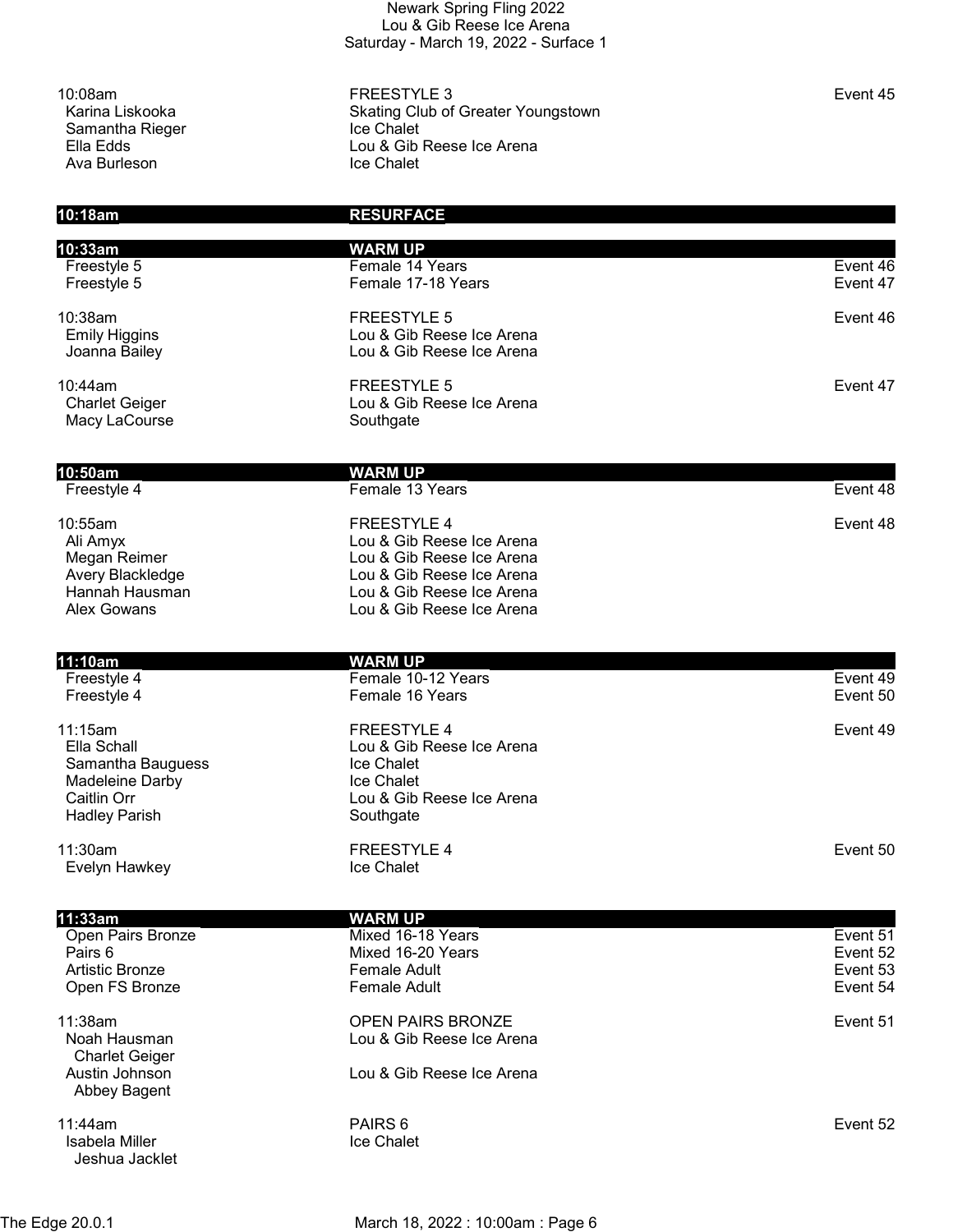# Newark Spring Fling 2022
## Lou & Gib Reese Ice Arena
### Saturday - March 19, 2022 - Surface 1

| | | |
|---|---|---|
| 10:08am | FREESTYLE 3 | Event 45 |
| Karina Liskooka | Skating Club of Greater Youngstown | |
| Samantha Rieger | Ice Chalet | |
| Ella Edds | Lou & Gib Reese Ice Arena | |
| Ava Burleson | Ice Chalet | |
| | | |
| **10:18am** | **RESURFACE** | |
| | | |
| **10:33am** | **WARM UP** | |
| Freestyle 5 | Female 14 Years | Event 46 |
| Freestyle 5 | Female 17-18 Years | Event 47 |
| | | |
| 10:38am | FREESTYLE 5 | Event 46 |
| Emily Higgins | Lou & Gib Reese Ice Arena | |
| Joanna Bailey | Lou & Gib Reese Ice Arena | |
| | | |
| 10:44am | FREESTYLE 5 | Event 47 |
| Charlet Geiger | Lou & Gib Reese Ice Arena | |
| Macy LaCourse | Southgate | |
| | | |
| **10:50am** | **WARM UP** | |
| Freestyle 4 | Female 13 Years | Event 48 |
| | | |
| 10:55am | FREESTYLE 4 | Event 48 |
| Ali Amyx | Lou & Gib Reese Ice Arena | |
| Megan Reimer | Lou & Gib Reese Ice Arena | |
| Avery Blackledge | Lou & Gib Reese Ice Arena | |
| Hannah Hausman | Lou & Gib Reese Ice Arena | |
| Alex Gowans | Lou & Gib Reese Ice Arena | |
| | | |
| **11:10am** | **WARM UP** | |
| Freestyle 4 | Female 10-12 Years | Event 49 |
| Freestyle 4 | Female 16 Years | Event 50 |
| | | |
| 11:15am | FREESTYLE 4 | Event 49 |
| Ella Schall | Lou & Gib Reese Ice Arena | |
| Samantha Bauguess | Ice Chalet | |
| Madeleine Darby | Ice Chalet | |
| Caitlin Orr | Lou & Gib Reese Ice Arena | |
| Hadley Parish | Southgate | |
| | | |
| 11:30am | FREESTYLE 4 | Event 50 |
| Evelyn Hawkey | Ice Chalet | |
| | | |
| **11:33am** | **WARM UP** | |
| Open Pairs Bronze | Mixed 16-18 Years | Event 51 |
| Pairs 6 | Mixed 16-20 Years | Event 52 |
| Artistic Bronze | Female Adult | Event 53 |
| Open FS Bronze | Female Adult | Event 54 |
| | | |
| 11:38am | OPEN PAIRS BRONZE | Event 51 |
| Noah Hausman / Charlet Geiger | Lou & Gib Reese Ice Arena | |
| Austin Johnson / Abbey Bagent | Lou & Gib Reese Ice Arena | |
| | | |
| 11:44am | PAIRS 6 | Event 52 |
| Isabela Miller / Jeshua Jacklet | Ice Chalet | |

The Edge 20.0.1 — March 18, 2022 : 10:00am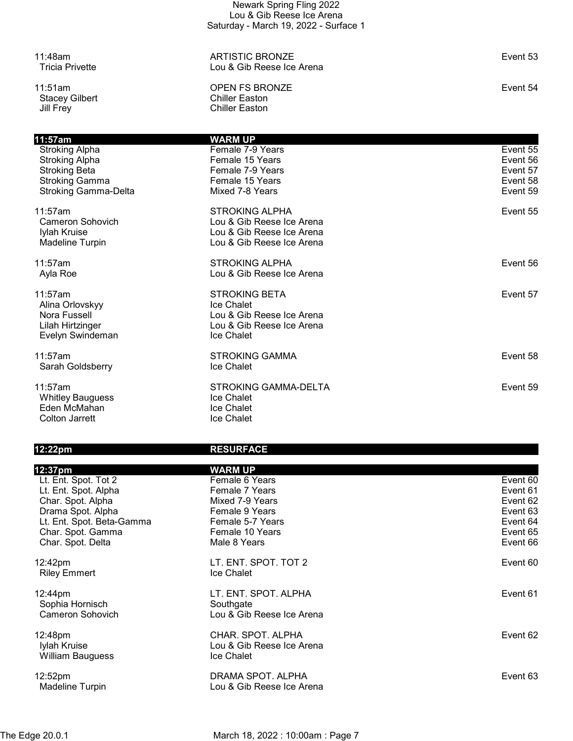Newark Spring Fling 2022
Lou & Gib Reese Ice Arena
Saturday - March 19, 2022 - Surface 1

| | | |
|---|---|---|
| 11:48am | ARTISTIC BRONZE | Event 53 |
| Tricia Privette | Lou & Gib Reese Ice Arena | |
| | | |
| 11:51am | OPEN FS BRONZE | Event 54 |
| Stacey Gilbert | Chiller Easton | |
| Jill Frey | Chiller Easton | |
| | | |
| **11:57am** | **WARM UP** | |
| Stroking Alpha | Female 7-9 Years | Event 55 |
| Stroking Alpha | Female 15 Years | Event 56 |
| Stroking Beta | Female 7-9 Years | Event 57 |
| Stroking Gamma | Female 15 Years | Event 58 |
| Stroking Gamma-Delta | Mixed 7-8 Years | Event 59 |
| | | |
| 11:57am | STROKING ALPHA | Event 55 |
| Cameron Sohovich | Lou & Gib Reese Ice Arena | |
| Iylah Kruise | Lou & Gib Reese Ice Arena | |
| Madeline Turpin | Lou & Gib Reese Ice Arena | |
| | | |
| 11:57am | STROKING ALPHA | Event 56 |
| Ayla Roe | Lou & Gib Reese Ice Arena | |
| | | |
| 11:57am | STROKING BETA | Event 57 |
| Alina Orlovskyy | Ice Chalet | |
| Nora Fussell | Lou & Gib Reese Ice Arena | |
| Lilah Hirtzinger | Lou & Gib Reese Ice Arena | |
| Evelyn Swindeman | Ice Chalet | |
| | | |
| 11:57am | STROKING GAMMA | Event 58 |
| Sarah Goldsberry | Ice Chalet | |
| | | |
| 11:57am | STROKING GAMMA-DELTA | Event 59 |
| Whitley Bauguess | Ice Chalet | |
| Eden McMahan | Ice Chalet | |
| Colton Jarrett | Ice Chalet | |
| | | |
| **12:22pm** | **RESURFACE** | |
| | | |
| **12:37pm** | **WARM UP** | |
| Lt. Ent. Spot. Tot 2 | Female 6 Years | Event 60 |
| Lt. Ent. Spot. Alpha | Female 7 Years | Event 61 |
| Char. Spot. Alpha | Mixed 7-9 Years | Event 62 |
| Drama Spot. Alpha | Female 9 Years | Event 63 |
| Lt. Ent. Spot. Beta-Gamma | Female 5-7 Years | Event 64 |
| Char. Spot. Gamma | Female 10 Years | Event 65 |
| Char. Spot. Delta | Male 8 Years | Event 66 |
| | | |
| 12:42pm | LT. ENT. SPOT. TOT 2 | Event 60 |
| Riley Emmert | Ice Chalet | |
| | | |
| 12:44pm | LT. ENT. SPOT. ALPHA | Event 61 |
| Sophia Hornisch | Southgate | |
| Cameron Sohovich | Lou & Gib Reese Ice Arena | |
| | | |
| 12:48pm | CHAR. SPOT. ALPHA | Event 62 |
| Iylah Kruise | Lou & Gib Reese Ice Arena | |
| William Bauguess | Ice Chalet | |
| | | |
| 12:52pm | DRAMA SPOT. ALPHA | Event 63 |
| Madeline Turpin | Lou & Gib Reese Ice Arena | |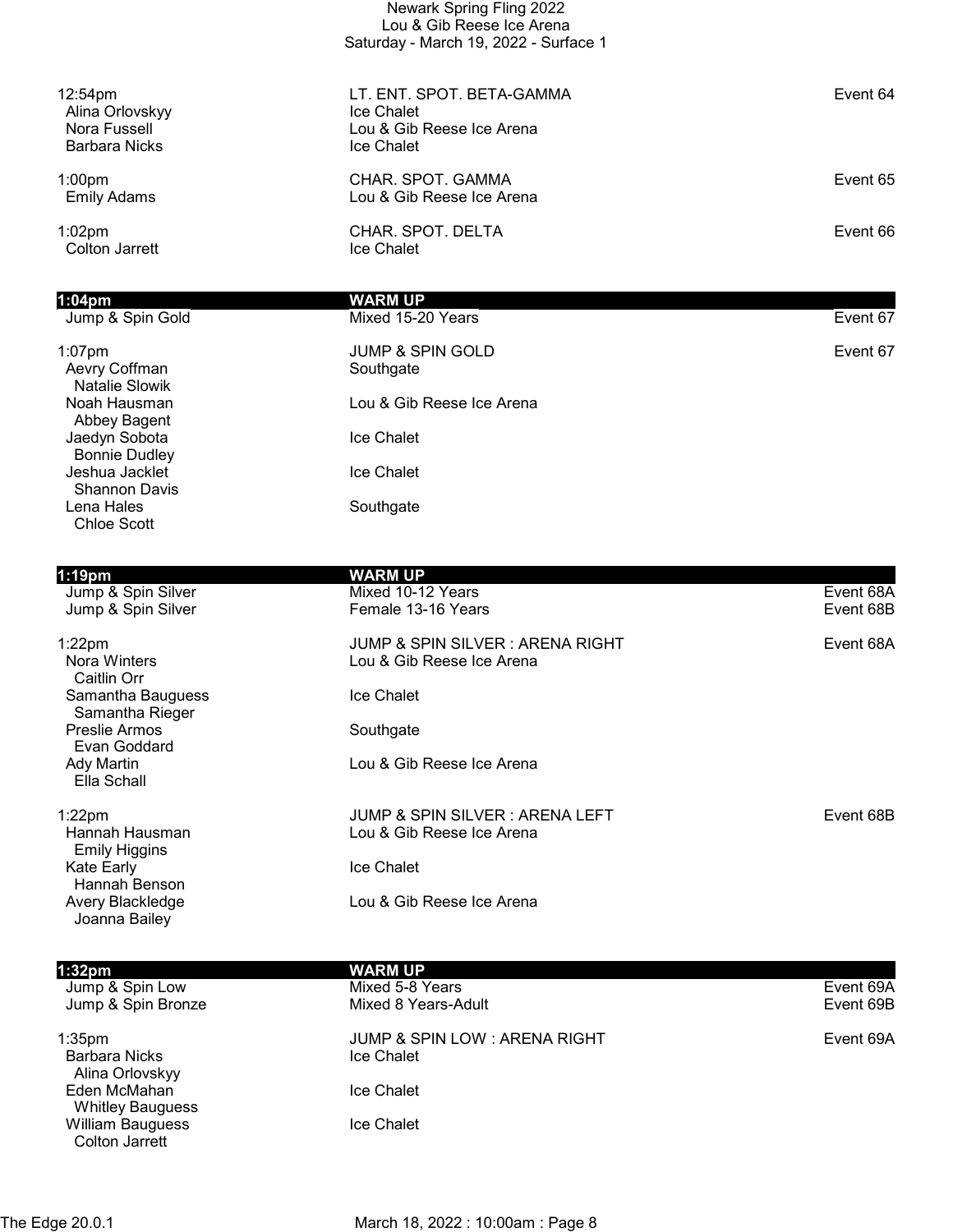12:54pm | LT. ENT. SPOT. BETA-GAMMA | Event 64

- Alina Orlovskyy — Ice Chalet
- Nora Fussell — Lou & Gib Reese Ice Arena
- Barbara Nicks — Ice Chalet

1:00pm | CHAR. SPOT. GAMMA | Event 65

- Emily Adams — Lou & Gib Reese Ice Arena

1:02pm | CHAR. SPOT. DELTA | Event 66

- Colton Jarrett — Ice Chalet

**1:04pm | WARM UP**

Jump & Spin Gold | Mixed 15-20 Years | Event 67

1:07pm | JUMP & SPIN GOLD | Event 67

- Aevry Coffman — Southgate
  - Natalie Slowik
- Noah Hausman — Lou & Gib Reese Ice Arena
  - Abbey Bagent
- Jaedyn Sobota — Ice Chalet
  - Bonnie Dudley
- Jeshua Jacklet — Ice Chalet
  - Shannon Davis
- Lena Hales — Southgate
  - Chloe Scott

**1:19pm | WARM UP**

Jump & Spin Silver | Mixed 10-12 Years | Event 68A
Jump & Spin Silver | Female 13-16 Years | Event 68B

1:22pm | JUMP & SPIN SILVER : ARENA RIGHT | Event 68A

- Nora Winters — Lou & Gib Reese Ice Arena
  - Caitlin Orr
- Samantha Bauguess — Ice Chalet
  - Samantha Rieger
- Preslie Armos — Southgate
  - Evan Goddard
- Ady Martin — Lou & Gib Reese Ice Arena
  - Ella Schall

1:22pm | JUMP & SPIN SILVER : ARENA LEFT | Event 68B

- Hannah Hausman — Lou & Gib Reese Ice Arena
  - Emily Higgins
- Kate Early — Ice Chalet
  - Hannah Benson
- Avery Blackledge — Lou & Gib Reese Ice Arena
  - Joanna Bailey

**1:32pm | WARM UP**

Jump & Spin Low | Mixed 5-8 Years | Event 69A
Jump & Spin Bronze | Mixed 8 Years-Adult | Event 69B

1:35pm | JUMP & SPIN LOW : ARENA RIGHT | Event 69A

- Barbara Nicks — Ice Chalet
  - Alina Orlovskyy
- Eden McMahan — Ice Chalet
  - Whitley Bauguess
- William Bauguess — Ice Chalet
  - Colton Jarrett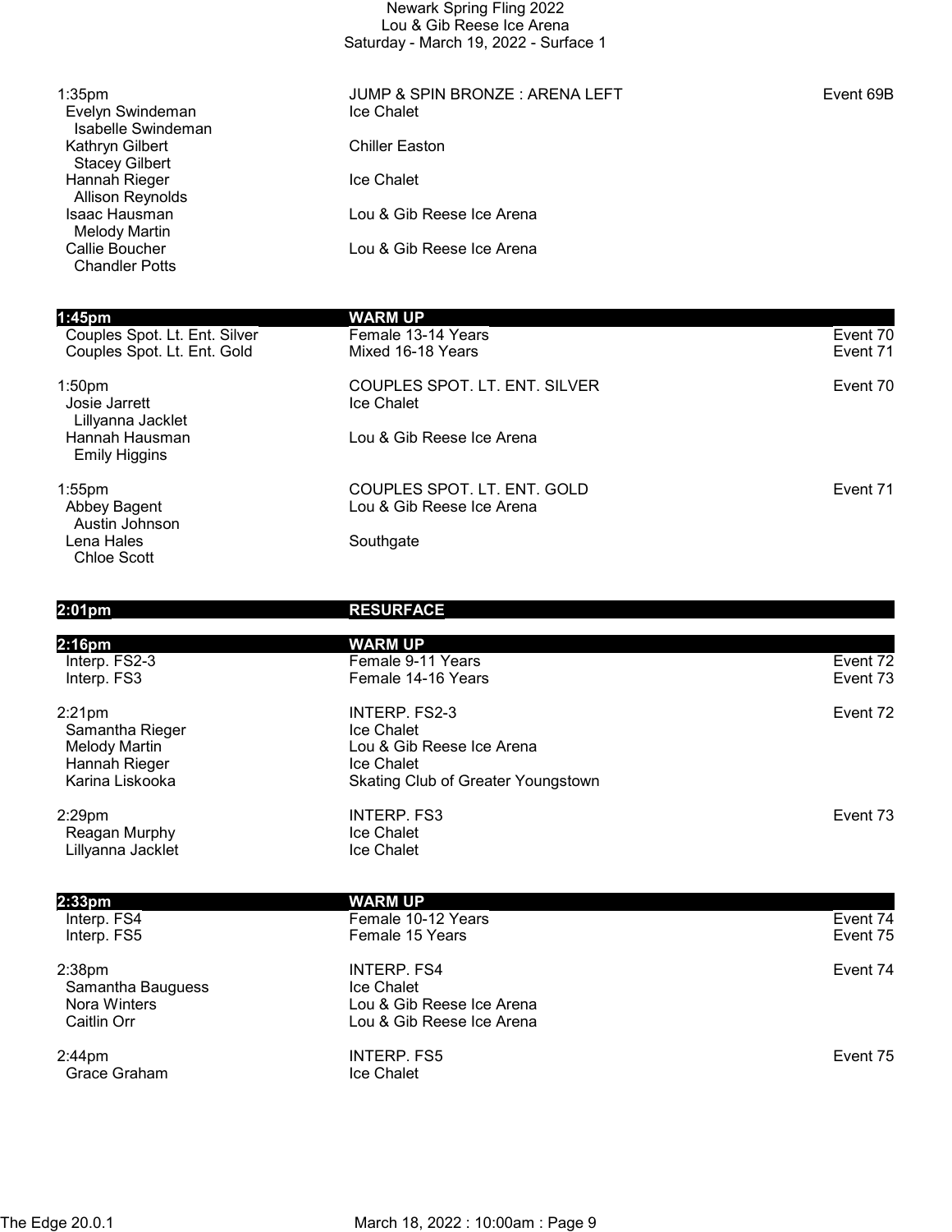1:35pm — JUMP & SPIN BRONZE : ARENA LEFT — Event 69B

- Evelyn Swindeman — Ice Chalet
  - Isabelle Swindeman
- Kathryn Gilbert — Chiller Easton
  - Stacey Gilbert
- Hannah Rieger — Ice Chalet
  - Allison Reynolds
- Isaac Hausman — Lou & Gib Reese Ice Arena
  - Melody Martin
- Callie Boucher — Lou & Gib Reese Ice Arena
  - Chandler Potts

**1:45pm — WARM UP**

| | | |
|---|---|---|
| Couples Spot. Lt. Ent. Silver | Female 13-14 Years | Event 70 |
| Couples Spot. Lt. Ent. Gold | Mixed 16-18 Years | Event 71 |

1:50pm — COUPLES SPOT. LT. ENT. SILVER — Event 70

- Josie Jarrett — Ice Chalet
  - Lillyanna Jacklet
- Hannah Hausman — Lou & Gib Reese Ice Arena
  - Emily Higgins

1:55pm — COUPLES SPOT. LT. ENT. GOLD — Event 71

- Abbey Bagent — Lou & Gib Reese Ice Arena
  - Austin Johnson
- Lena Hales — Southgate
  - Chloe Scott

**2:01pm — RESURFACE**

**2:16pm — WARM UP**

| | | |
|---|---|---|
| Interp. FS2-3 | Female 9-11 Years | Event 72 |
| Interp. FS3 | Female 14-16 Years | Event 73 |

2:21pm — INTERP. FS2-3 — Event 72

- Samantha Rieger — Ice Chalet
- Melody Martin — Lou & Gib Reese Ice Arena
- Hannah Rieger — Ice Chalet
- Karina Liskooka — Skating Club of Greater Youngstown

2:29pm — INTERP. FS3 — Event 73

- Reagan Murphy — Ice Chalet
- Lillyanna Jacklet — Ice Chalet

**2:33pm — WARM UP**

| | | |
|---|---|---|
| Interp. FS4 | Female 10-12 Years | Event 74 |
| Interp. FS5 | Female 15 Years | Event 75 |

2:38pm — INTERP. FS4 — Event 74

- Samantha Bauguess — Ice Chalet
- Nora Winters — Lou & Gib Reese Ice Arena
- Caitlin Orr — Lou & Gib Reese Ice Arena

2:44pm — INTERP. FS5 — Event 75

- Grace Graham — Ice Chalet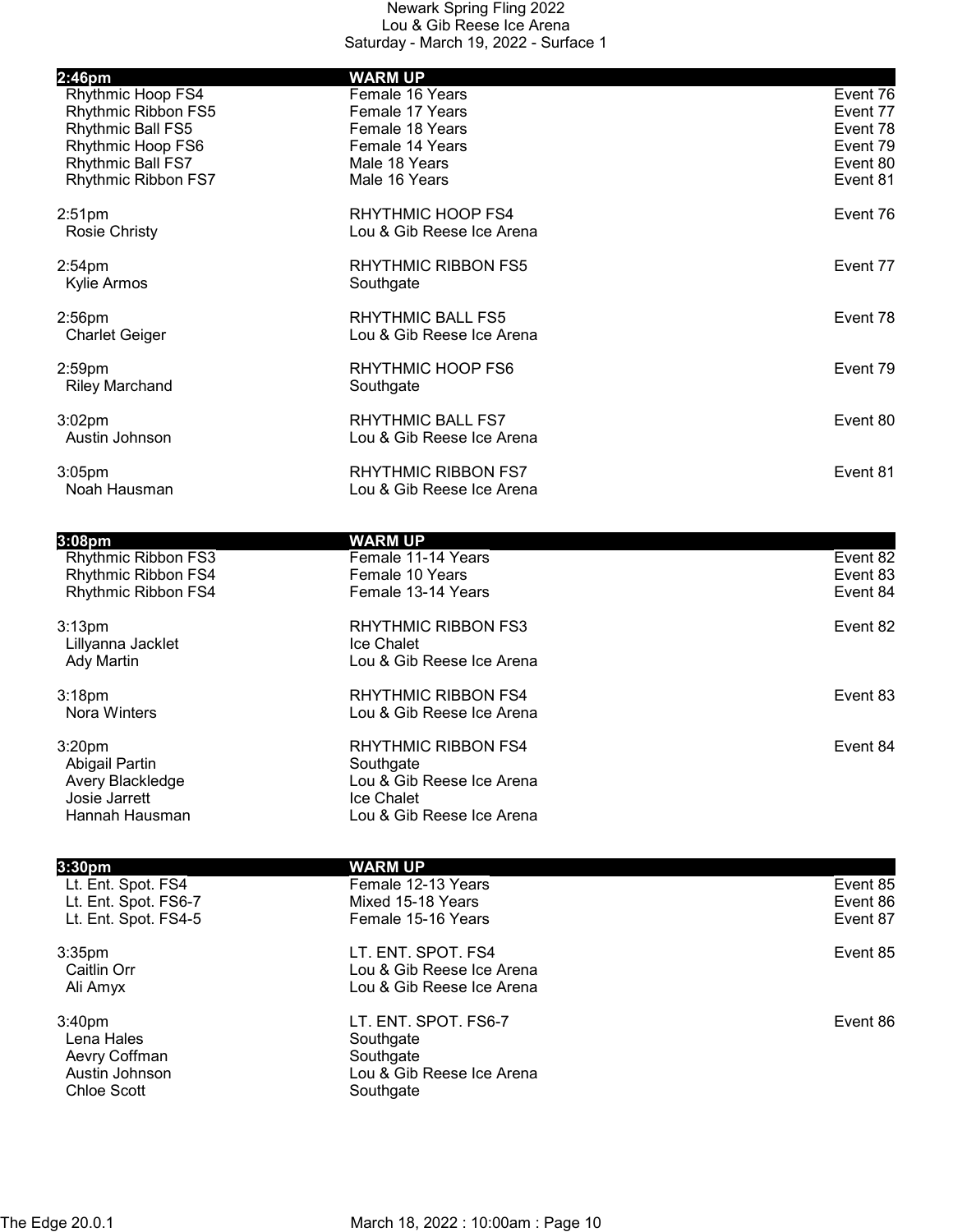Newark Spring Fling 2022
Lou & Gib Reese Ice Arena
Saturday - March 19, 2022 - Surface 1

| **2:46pm** | **WARM UP** | |
|---|---|---|
| Rhythmic Hoop FS4 | Female 16 Years | Event 76 |
| Rhythmic Ribbon FS5 | Female 17 Years | Event 77 |
| Rhythmic Ball FS5 | Female 18 Years | Event 78 |
| Rhythmic Hoop FS6 | Female 14 Years | Event 79 |
| Rhythmic Ball FS7 | Male 18 Years | Event 80 |
| Rhythmic Ribbon FS7 | Male 16 Years | Event 81 |

2:51pm — RHYTHMIC HOOP FS4 — Event 76
- Rosie Christy — Lou & Gib Reese Ice Arena

2:54pm — RHYTHMIC RIBBON FS5 — Event 77
- Kylie Armos — Southgate

2:56pm — RHYTHMIC BALL FS5 — Event 78
- Charlet Geiger — Lou & Gib Reese Ice Arena

2:59pm — RHYTHMIC HOOP FS6 — Event 79
- Riley Marchand — Southgate

3:02pm — RHYTHMIC BALL FS7 — Event 80
- Austin Johnson — Lou & Gib Reese Ice Arena

3:05pm — RHYTHMIC RIBBON FS7 — Event 81
- Noah Hausman — Lou & Gib Reese Ice Arena

| **3:08pm** | **WARM UP** | |
|---|---|---|
| Rhythmic Ribbon FS3 | Female 11-14 Years | Event 82 |
| Rhythmic Ribbon FS4 | Female 10 Years | Event 83 |
| Rhythmic Ribbon FS4 | Female 13-14 Years | Event 84 |

3:13pm — RHYTHMIC RIBBON FS3 — Event 82
- Lillyanna Jacklet — Ice Chalet
- Ady Martin — Lou & Gib Reese Ice Arena

3:18pm — RHYTHMIC RIBBON FS4 — Event 83
- Nora Winters — Lou & Gib Reese Ice Arena

3:20pm — RHYTHMIC RIBBON FS4 — Event 84
- Abigail Partin — Southgate
- Avery Blackledge — Lou & Gib Reese Ice Arena
- Josie Jarrett — Ice Chalet
- Hannah Hausman — Lou & Gib Reese Ice Arena

| **3:30pm** | **WARM UP** | |
|---|---|---|
| Lt. Ent. Spot. FS4 | Female 12-13 Years | Event 85 |
| Lt. Ent. Spot. FS6-7 | Mixed 15-18 Years | Event 86 |
| Lt. Ent. Spot. FS4-5 | Female 15-16 Years | Event 87 |

3:35pm — LT. ENT. SPOT. FS4 — Event 85
- Caitlin Orr — Lou & Gib Reese Ice Arena
- Ali Amyx — Lou & Gib Reese Ice Arena

3:40pm — LT. ENT. SPOT. FS6-7 — Event 86
- Lena Hales — Southgate
- Aevry Coffman — Southgate
- Austin Johnson — Lou & Gib Reese Ice Arena
- Chloe Scott — Southgate

The Edge 20.0.1 — March 18, 2022 : 10:00am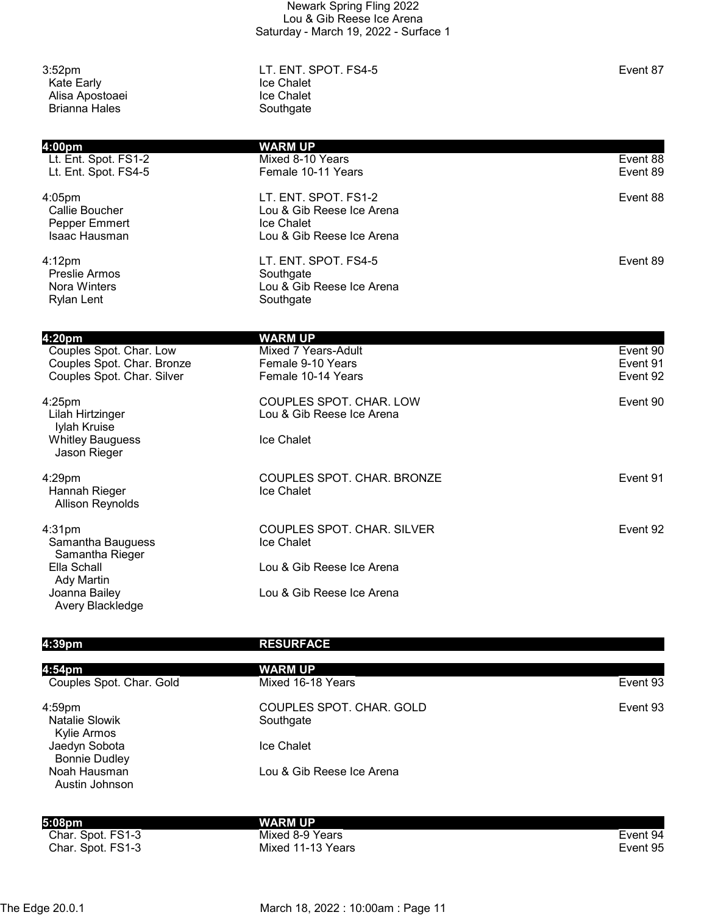3:52pm LT. ENT. SPOT. FS4-5 Event 87

- Kate Early — Ice Chalet
- Alisa Apostoaei — Ice Chalet
- Brianna Hales — Southgate

**4:00pm WARM UP**

| | | |
|---|---|---|
| Lt. Ent. Spot. FS1-2 | Mixed 8-10 Years | Event 88 |
| Lt. Ent. Spot. FS4-5 | Female 10-11 Years | Event 89 |

4:05pm LT. ENT. SPOT. FS1-2 Event 88

- Callie Boucher — Lou & Gib Reese Ice Arena
- Pepper Emmert — Ice Chalet
- Isaac Hausman — Lou & Gib Reese Ice Arena

4:12pm LT. ENT. SPOT. FS4-5 Event 89

- Preslie Armos — Southgate
- Nora Winters — Lou & Gib Reese Ice Arena
- Rylan Lent — Southgate

**4:20pm WARM UP**

| | | |
|---|---|---|
| Couples Spot. Char. Low | Mixed 7 Years-Adult | Event 90 |
| Couples Spot. Char. Bronze | Female 9-10 Years | Event 91 |
| Couples Spot. Char. Silver | Female 10-14 Years | Event 92 |

4:25pm COUPLES SPOT. CHAR. LOW Event 90

- Lilah Hirtzinger / Iylah Kruise — Lou & Gib Reese Ice Arena
- Whitley Bauguess / Jason Rieger — Ice Chalet

4:29pm COUPLES SPOT. CHAR. BRONZE Event 91

- Hannah Rieger / Allison Reynolds — Ice Chalet

4:31pm COUPLES SPOT. CHAR. SILVER Event 92

- Samantha Bauguess / Samantha Rieger — Ice Chalet
- Ella Schall / Ady Martin — Lou & Gib Reese Ice Arena
- Joanna Bailey / Avery Blackledge — Lou & Gib Reese Ice Arena

**4:39pm RESURFACE**

**4:54pm WARM UP**

| | | |
|---|---|---|
| Couples Spot. Char. Gold | Mixed 16-18 Years | Event 93 |

4:59pm COUPLES SPOT. CHAR. GOLD Event 93

- Natalie Slowik / Kylie Armos — Southgate
- Jaedyn Sobota / Bonnie Dudley — Ice Chalet
- Noah Hausman / Austin Johnson — Lou & Gib Reese Ice Arena

**5:08pm WARM UP**

| | | |
|---|---|---|
| Char. Spot. FS1-3 | Mixed 8-9 Years | Event 94 |
| Char. Spot. FS1-3 | Mixed 11-13 Years | Event 95 |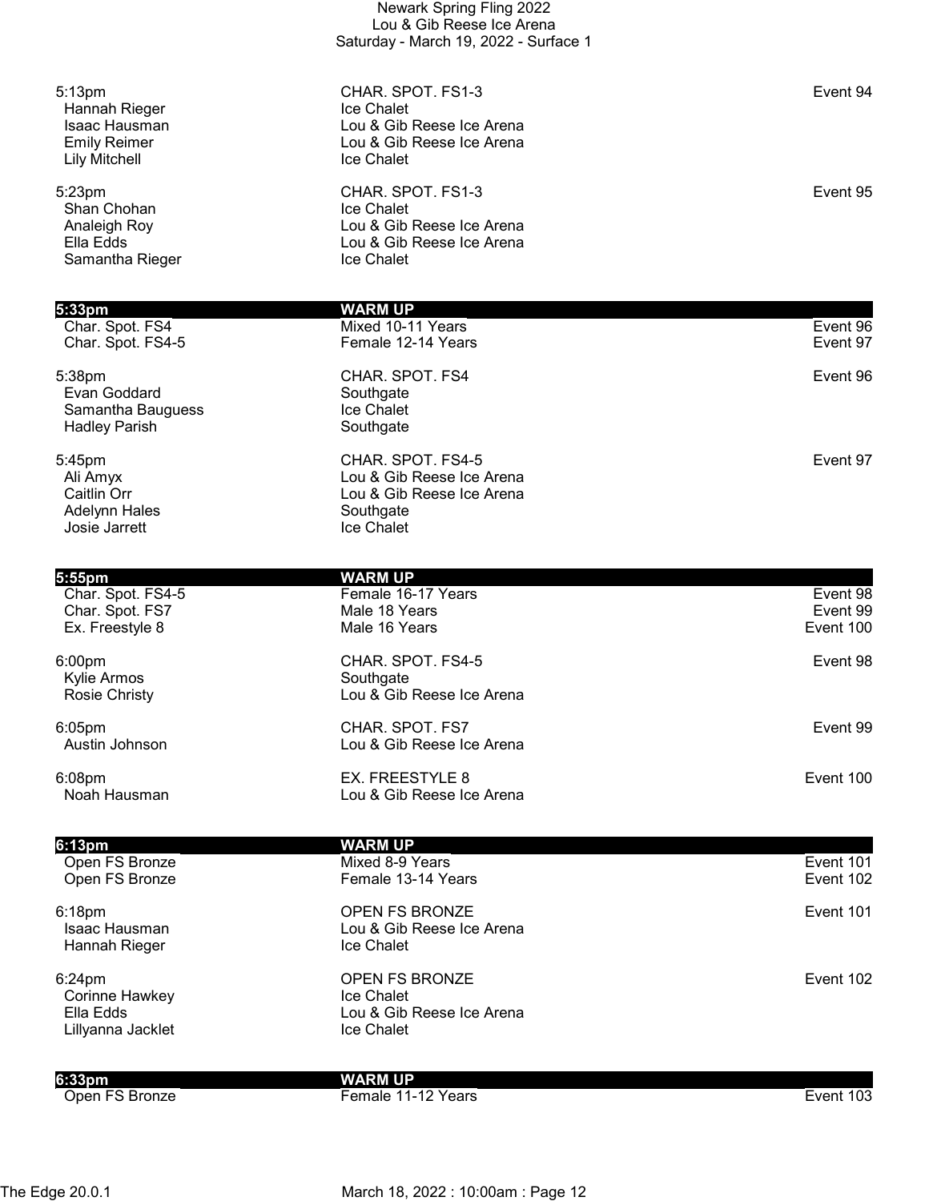5:13pm CHAR. SPOT. FS1-3 Event 94

| | |
|---|---|
| Hannah Rieger | Ice Chalet |
| Isaac Hausman | Lou & Gib Reese Ice Arena |
| Emily Reimer | Lou & Gib Reese Ice Arena |
| Lily Mitchell | Ice Chalet |

5:23pm CHAR. SPOT. FS1-3 Event 95

| | |
|---|---|
| Shan Chohan | Ice Chalet |
| Analeigh Roy | Lou & Gib Reese Ice Arena |
| Ella Edds | Lou & Gib Reese Ice Arena |
| Samantha Rieger | Ice Chalet |

**5:33pm WARM UP**

| | | |
|---|---|---|
| Char. Spot. FS4 | Mixed 10-11 Years | Event 96 |
| Char. Spot. FS4-5 | Female 12-14 Years | Event 97 |

5:38pm CHAR. SPOT. FS4 Event 96

| | |
|---|---|
| Evan Goddard | Southgate |
| Samantha Bauguess | Ice Chalet |
| Hadley Parish | Southgate |

5:45pm CHAR. SPOT. FS4-5 Event 97

| | |
|---|---|
| Ali Amyx | Lou & Gib Reese Ice Arena |
| Caitlin Orr | Lou & Gib Reese Ice Arena |
| Adelynn Hales | Southgate |
| Josie Jarrett | Ice Chalet |

**5:55pm WARM UP**

| | | |
|---|---|---|
| Char. Spot. FS4-5 | Female 16-17 Years | Event 98 |
| Char. Spot. FS7 | Male 18 Years | Event 99 |
| Ex. Freestyle 8 | Male 16 Years | Event 100 |

6:00pm CHAR. SPOT. FS4-5 Event 98

| | |
|---|---|
| Kylie Armos | Southgate |
| Rosie Christy | Lou & Gib Reese Ice Arena |

6:05pm CHAR. SPOT. FS7 Event 99

| | |
|---|---|
| Austin Johnson | Lou & Gib Reese Ice Arena |

6:08pm EX. FREESTYLE 8 Event 100

| | |
|---|---|
| Noah Hausman | Lou & Gib Reese Ice Arena |

**6:13pm WARM UP**

| | | |
|---|---|---|
| Open FS Bronze | Mixed 8-9 Years | Event 101 |
| Open FS Bronze | Female 13-14 Years | Event 102 |

6:18pm OPEN FS BRONZE Event 101

| | |
|---|---|
| Isaac Hausman | Lou & Gib Reese Ice Arena |
| Hannah Rieger | Ice Chalet |

6:24pm OPEN FS BRONZE Event 102

| | |
|---|---|
| Corinne Hawkey | Ice Chalet |
| Ella Edds | Lou & Gib Reese Ice Arena |
| Lillyanna Jacklet | Ice Chalet |

**6:33pm WARM UP**

| | | |
|---|---|---|
| Open FS Bronze | Female 11-12 Years | Event 103 |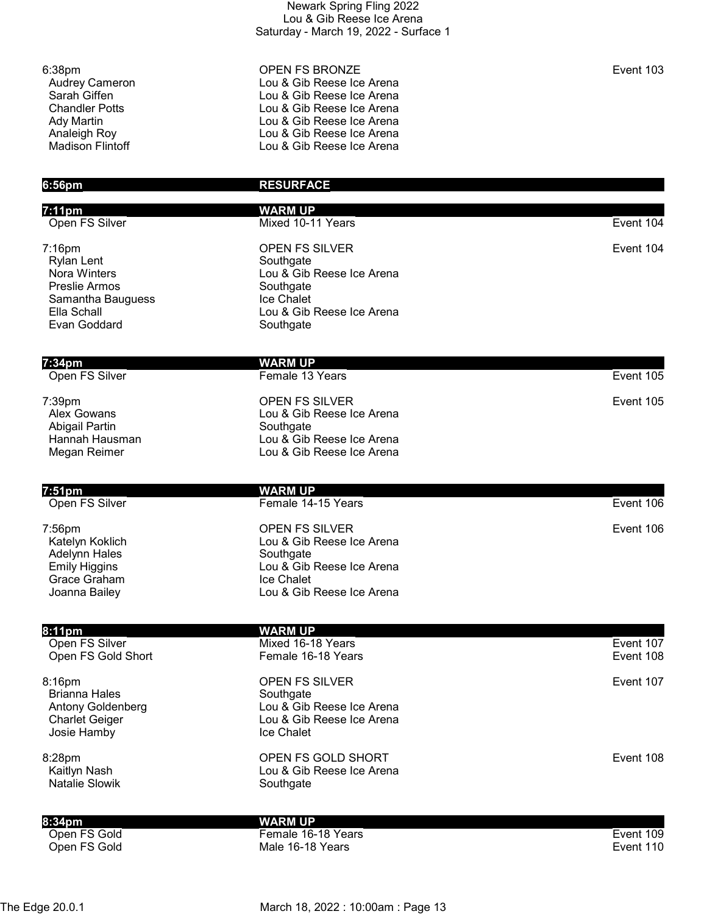6:38pm | OPEN FS BRONZE | Event 103

- Audrey Cameron — Lou & Gib Reese Ice Arena
- Sarah Giffen — Lou & Gib Reese Ice Arena
- Chandler Potts — Lou & Gib Reese Ice Arena
- Ady Martin — Lou & Gib Reese Ice Arena
- Analeigh Roy — Lou & Gib Reese Ice Arena
- Madison Flintoff — Lou & Gib Reese Ice Arena

**6:56pm — RESURFACE**

**7:11pm — WARM UP**

Open FS Silver | Mixed 10-11 Years | Event 104

7:16pm | OPEN FS SILVER | Event 104

- Rylan Lent — Southgate
- Nora Winters — Lou & Gib Reese Ice Arena
- Preslie Armos — Southgate
- Samantha Bauguess — Ice Chalet
- Ella Schall — Lou & Gib Reese Ice Arena
- Evan Goddard — Southgate

**7:34pm — WARM UP**

Open FS Silver | Female 13 Years | Event 105

7:39pm | OPEN FS SILVER | Event 105

- Alex Gowans — Lou & Gib Reese Ice Arena
- Abigail Partin — Southgate
- Hannah Hausman — Lou & Gib Reese Ice Arena
- Megan Reimer — Lou & Gib Reese Ice Arena

**7:51pm — WARM UP**

Open FS Silver | Female 14-15 Years | Event 106

7:56pm | OPEN FS SILVER | Event 106

- Katelyn Koklich — Lou & Gib Reese Ice Arena
- Adelynn Hales — Southgate
- Emily Higgins — Lou & Gib Reese Ice Arena
- Grace Graham — Ice Chalet
- Joanna Bailey — Lou & Gib Reese Ice Arena

**8:11pm — WARM UP**

Open FS Silver | Mixed 16-18 Years | Event 107

Open FS Gold Short | Female 16-18 Years | Event 108

8:16pm | OPEN FS SILVER | Event 107

- Brianna Hales — Southgate
- Antony Goldenberg — Lou & Gib Reese Ice Arena
- Charlet Geiger — Lou & Gib Reese Ice Arena
- Josie Hamby — Ice Chalet

8:28pm | OPEN FS GOLD SHORT | Event 108

- Kaitlyn Nash — Lou & Gib Reese Ice Arena
- Natalie Slowik — Southgate

**8:34pm — WARM UP**

Open FS Gold | Female 16-18 Years | Event 109

Open FS Gold | Male 16-18 Years | Event 110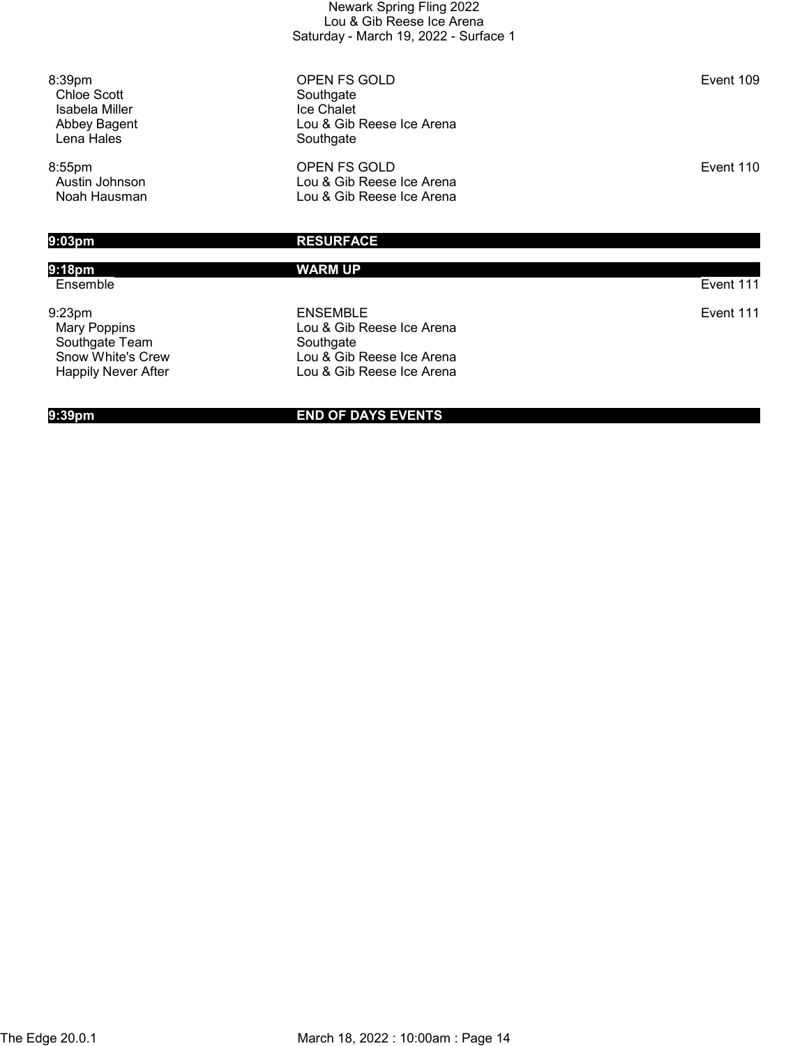# Newark Spring Fling 2022

Lou & Gib Reese Ice Arena

Saturday - March 19, 2022 - Surface 1

| Time / Skater | Event / Club | Event # |
| --- | --- | --- |
| 8:39pm | OPEN FS GOLD | Event 109 |
| Chloe Scott | Southgate | |
| Isabela Miller | Ice Chalet | |
| Abbey Bagent | Lou & Gib Reese Ice Arena | |
| Lena Hales | Southgate | |
| 8:55pm | OPEN FS GOLD | Event 110 |
| Austin Johnson | Lou & Gib Reese Ice Arena | |
| Noah Hausman | Lou & Gib Reese Ice Arena | |
| **9:03pm** | **RESURFACE** | |
| **9:18pm** | **WARM UP** | |
| Ensemble | | Event 111 |
| 9:23pm | ENSEMBLE | Event 111 |
| Mary Poppins | Lou & Gib Reese Ice Arena | |
| Southgate Team | Southgate | |
| Snow White's Crew | Lou & Gib Reese Ice Arena | |
| Happily Never After | Lou & Gib Reese Ice Arena | |
| **9:39pm** | **END OF DAYS EVENTS** | |

The Edge 20.0.1 — March 18, 2022 : 10:00am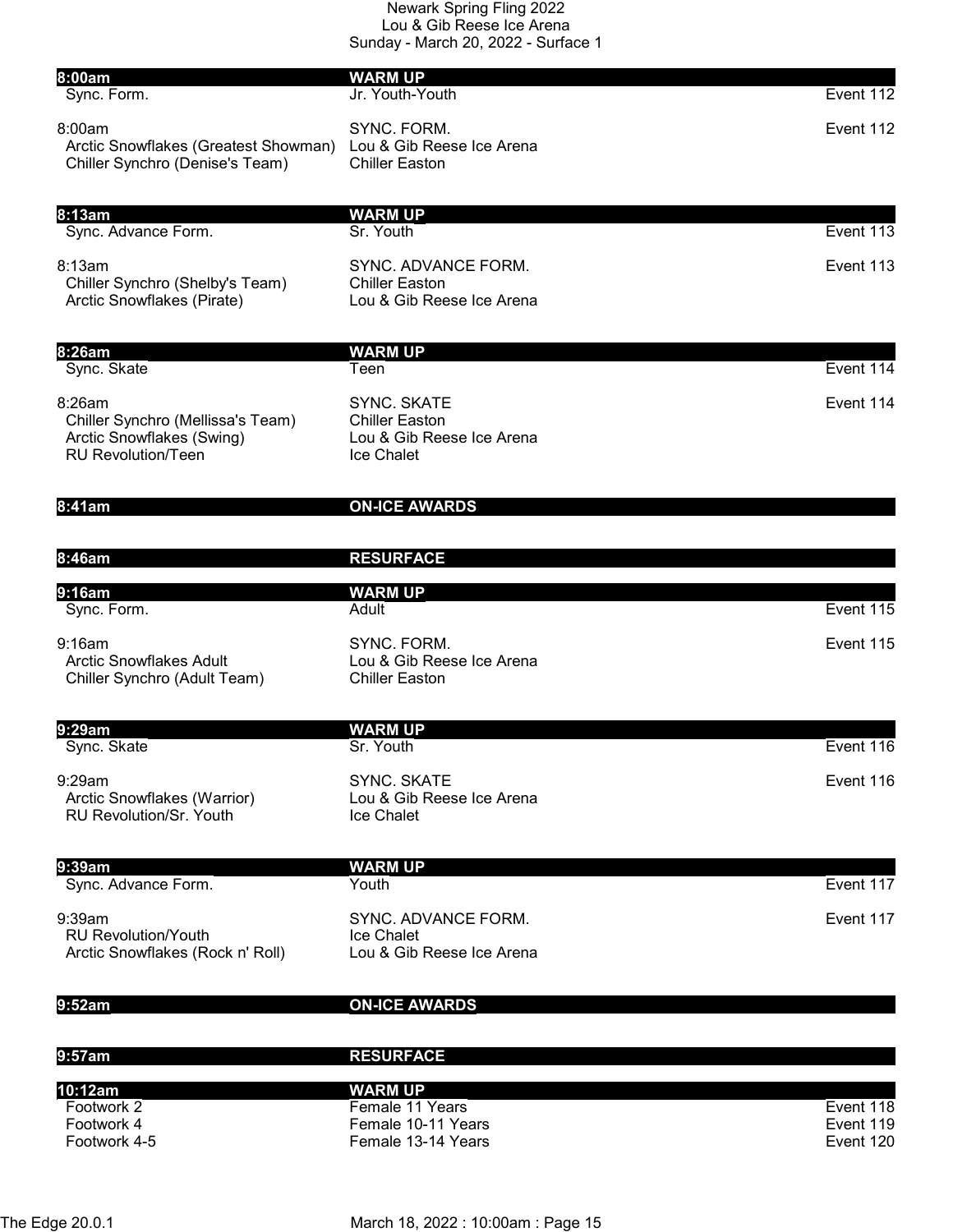Newark Spring Fling 2022
Lou & Gib Reese Ice Arena
Sunday - March 20, 2022 - Surface 1

| **8:00am** | **WARM UP** | |
|---|---|---|
| Sync. Form. | Jr. Youth-Youth | Event 112 |
| 8:00am | SYNC. FORM. | Event 112 |
| Arctic Snowflakes (Greatest Showman) | Lou & Gib Reese Ice Arena | |
| Chiller Synchro (Denise's Team) | Chiller Easton | |
| **8:13am** | **WARM UP** | |
| Sync. Advance Form. | Sr. Youth | Event 113 |
| 8:13am | SYNC. ADVANCE FORM. | Event 113 |
| Chiller Synchro (Shelby's Team) | Chiller Easton | |
| Arctic Snowflakes (Pirate) | Lou & Gib Reese Ice Arena | |
| **8:26am** | **WARM UP** | |
| Sync. Skate | Teen | Event 114 |
| 8:26am | SYNC. SKATE | Event 114 |
| Chiller Synchro (Mellissa's Team) | Chiller Easton | |
| Arctic Snowflakes (Swing) | Lou & Gib Reese Ice Arena | |
| RU Revolution/Teen | Ice Chalet | |
| **8:41am** | **ON-ICE AWARDS** | |
| **8:46am** | **RESURFACE** | |
| **9:16am** | **WARM UP** | |
| Sync. Form. | Adult | Event 115 |
| 9:16am | SYNC. FORM. | Event 115 |
| Arctic Snowflakes Adult | Lou & Gib Reese Ice Arena | |
| Chiller Synchro (Adult Team) | Chiller Easton | |
| **9:29am** | **WARM UP** | |
| Sync. Skate | Sr. Youth | Event 116 |
| 9:29am | SYNC. SKATE | Event 116 |
| Arctic Snowflakes (Warrior) | Lou & Gib Reese Ice Arena | |
| RU Revolution/Sr. Youth | Ice Chalet | |
| **9:39am** | **WARM UP** | |
| Sync. Advance Form. | Youth | Event 117 |
| 9:39am | SYNC. ADVANCE FORM. | Event 117 |
| RU Revolution/Youth | Ice Chalet | |
| Arctic Snowflakes (Rock n' Roll) | Lou & Gib Reese Ice Arena | |
| **9:52am** | **ON-ICE AWARDS** | |
| **9:57am** | **RESURFACE** | |
| **10:12am** | **WARM UP** | |
| Footwork 2 | Female 11 Years | Event 118 |
| Footwork 4 | Female 10-11 Years | Event 119 |
| Footwork 4-5 | Female 13-14 Years | Event 120 |

The Edge 20.0.1 March 18, 2022 : 10:00am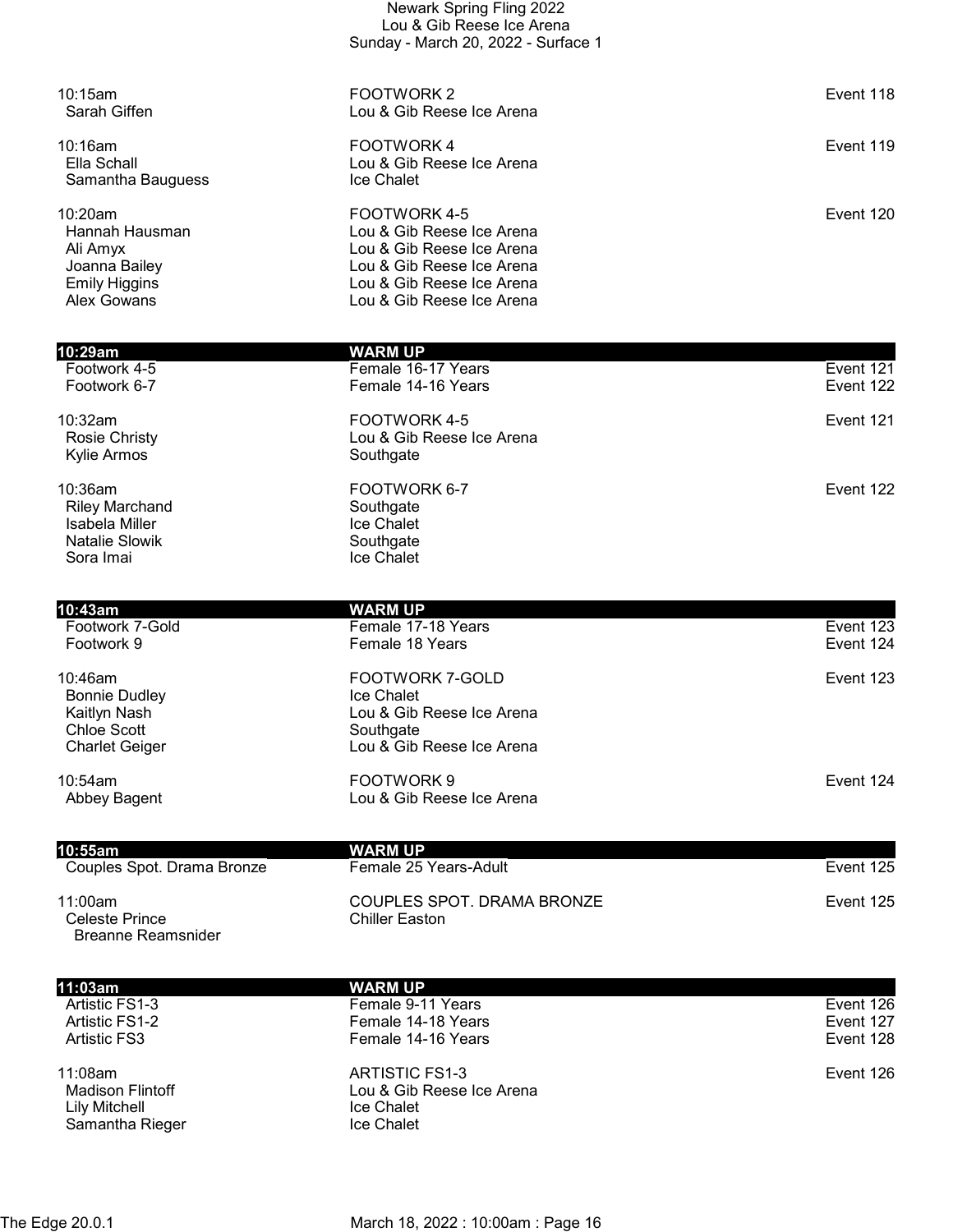# Newark Spring Fling 2022
## Lou & Gib Reese Ice Arena
### Sunday - March 20, 2022 - Surface 1

| Time / Skater | Event / Club | Event # |
|---|---|---|
| 10:15am | FOOTWORK 2 | Event 118 |
| Sarah Giffen | Lou & Gib Reese Ice Arena | |
| | | |
| 10:16am | FOOTWORK 4 | Event 119 |
| Ella Schall | Lou & Gib Reese Ice Arena | |
| Samantha Bauguess | Ice Chalet | |
| | | |
| 10:20am | FOOTWORK 4-5 | Event 120 |
| Hannah Hausman | Lou & Gib Reese Ice Arena | |
| Ali Amyx | Lou & Gib Reese Ice Arena | |
| Joanna Bailey | Lou & Gib Reese Ice Arena | |
| Emily Higgins | Lou & Gib Reese Ice Arena | |
| Alex Gowans | Lou & Gib Reese Ice Arena | |
| | | |
| **10:29am** | **WARM UP** | |
| Footwork 4-5 | Female 16-17 Years | Event 121 |
| Footwork 6-7 | Female 14-16 Years | Event 122 |
| | | |
| 10:32am | FOOTWORK 4-5 | Event 121 |
| Rosie Christy | Lou & Gib Reese Ice Arena | |
| Kylie Armos | Southgate | |
| | | |
| 10:36am | FOOTWORK 6-7 | Event 122 |
| Riley Marchand | Southgate | |
| Isabela Miller | Ice Chalet | |
| Natalie Slowik | Southgate | |
| Sora Imai | Ice Chalet | |
| | | |
| **10:43am** | **WARM UP** | |
| Footwork 7-Gold | Female 17-18 Years | Event 123 |
| Footwork 9 | Female 18 Years | Event 124 |
| | | |
| 10:46am | FOOTWORK 7-GOLD | Event 123 |
| Bonnie Dudley | Ice Chalet | |
| Kaitlyn Nash | Lou & Gib Reese Ice Arena | |
| Chloe Scott | Southgate | |
| Charlet Geiger | Lou & Gib Reese Ice Arena | |
| | | |
| 10:54am | FOOTWORK 9 | Event 124 |
| Abbey Bagent | Lou & Gib Reese Ice Arena | |
| | | |
| **10:55am** | **WARM UP** | |
| Couples Spot. Drama Bronze | Female 25 Years-Adult | Event 125 |
| | | |
| 11:00am | COUPLES SPOT. DRAMA BRONZE | Event 125 |
| Celeste Prince | Chiller Easton | |
| Breanne Reamsnider | | |
| | | |
| **11:03am** | **WARM UP** | |
| Artistic FS1-3 | Female 9-11 Years | Event 126 |
| Artistic FS1-2 | Female 14-18 Years | Event 127 |
| Artistic FS3 | Female 14-16 Years | Event 128 |
| | | |
| 11:08am | ARTISTIC FS1-3 | Event 126 |
| Madison Flintoff | Lou & Gib Reese Ice Arena | |
| Lily Mitchell | Ice Chalet | |
| Samantha Rieger | Ice Chalet | |

The Edge 20.0.1 March 18, 2022 : 10:00am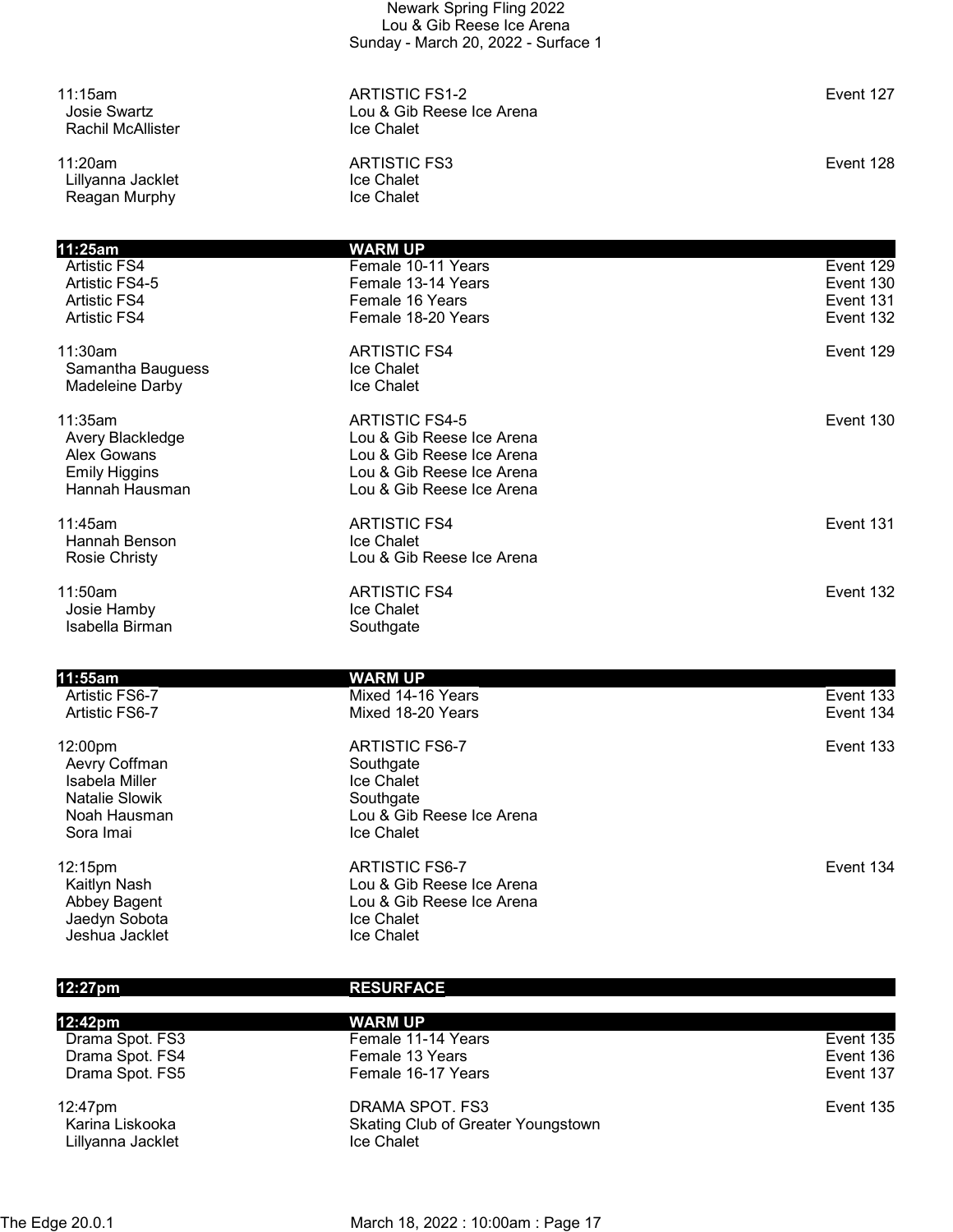| Time | Event / Club | Event # |
|---|---|---|
| 11:15am | ARTISTIC FS1-2 | Event 127 |
| Josie Swartz | Lou & Gib Reese Ice Arena | |
| Rachil McAllister | Ice Chalet | |
| | | |
| 11:20am | ARTISTIC FS3 | Event 128 |
| Lillyanna Jacklet | Ice Chalet | |
| Reagan Murphy | Ice Chalet | |
| | | |
| **11:25am** | **WARM UP** | |
| Artistic FS4 | Female 10-11 Years | Event 129 |
| Artistic FS4-5 | Female 13-14 Years | Event 130 |
| Artistic FS4 | Female 16 Years | Event 131 |
| Artistic FS4 | Female 18-20 Years | Event 132 |
| | | |
| 11:30am | ARTISTIC FS4 | Event 129 |
| Samantha Bauguess | Ice Chalet | |
| Madeleine Darby | Ice Chalet | |
| | | |
| 11:35am | ARTISTIC FS4-5 | Event 130 |
| Avery Blackledge | Lou & Gib Reese Ice Arena | |
| Alex Gowans | Lou & Gib Reese Ice Arena | |
| Emily Higgins | Lou & Gib Reese Ice Arena | |
| Hannah Hausman | Lou & Gib Reese Ice Arena | |
| | | |
| 11:45am | ARTISTIC FS4 | Event 131 |
| Hannah Benson | Ice Chalet | |
| Rosie Christy | Lou & Gib Reese Ice Arena | |
| | | |
| 11:50am | ARTISTIC FS4 | Event 132 |
| Josie Hamby | Ice Chalet | |
| Isabella Birman | Southgate | |
| | | |
| **11:55am** | **WARM UP** | |
| Artistic FS6-7 | Mixed 14-16 Years | Event 133 |
| Artistic FS6-7 | Mixed 18-20 Years | Event 134 |
| | | |
| 12:00pm | ARTISTIC FS6-7 | Event 133 |
| Aevry Coffman | Southgate | |
| Isabela Miller | Ice Chalet | |
| Natalie Slowik | Southgate | |
| Noah Hausman | Lou & Gib Reese Ice Arena | |
| Sora Imai | Ice Chalet | |
| | | |
| 12:15pm | ARTISTIC FS6-7 | Event 134 |
| Kaitlyn Nash | Lou & Gib Reese Ice Arena | |
| Abbey Bagent | Lou & Gib Reese Ice Arena | |
| Jaedyn Sobota | Ice Chalet | |
| Jeshua Jacklet | Ice Chalet | |
| | | |
| **12:27pm** | **RESURFACE** | |
| | | |
| **12:42pm** | **WARM UP** | |
| Drama Spot. FS3 | Female 11-14 Years | Event 135 |
| Drama Spot. FS4 | Female 13 Years | Event 136 |
| Drama Spot. FS5 | Female 16-17 Years | Event 137 |
| | | |
| 12:47pm | DRAMA SPOT. FS3 | Event 135 |
| Karina Liskooka | Skating Club of Greater Youngstown | |
| Lillyanna Jacklet | Ice Chalet | |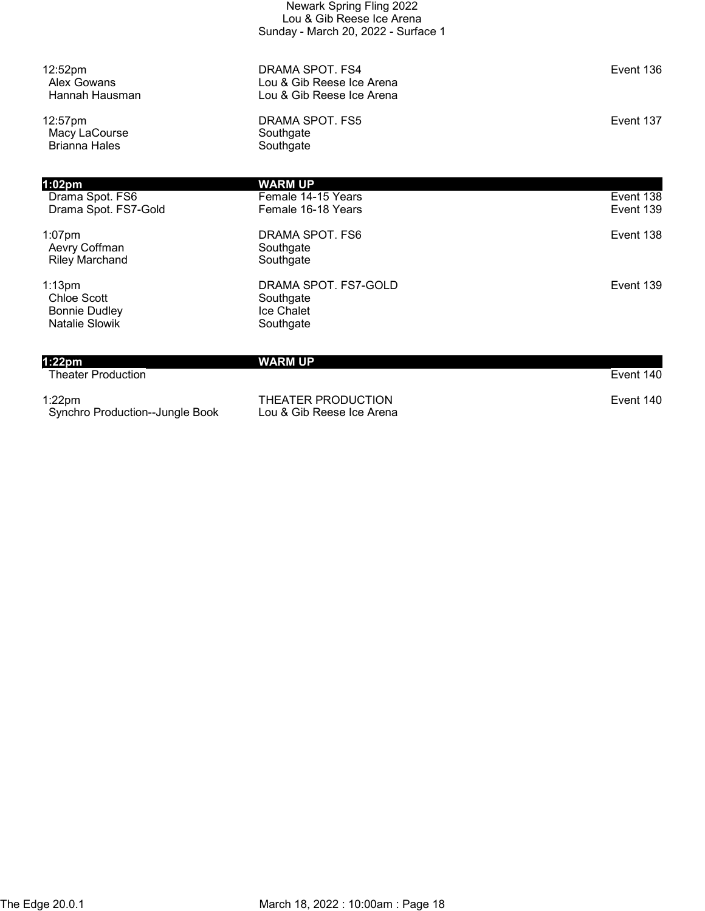12:52pm | DRAMA SPOT. FS4 | Event 136
- Alex Gowans — Lou & Gib Reese Ice Arena
- Hannah Hausman — Lou & Gib Reese Ice Arena

12:57pm | DRAMA SPOT. FS5 | Event 137
- Macy LaCourse — Southgate
- Brianna Hales — Southgate

**1:02pm | WARM UP**

| | | |
|---|---|---|
| Drama Spot. FS6 | Female 14-15 Years | Event 138 |
| Drama Spot. FS7-Gold | Female 16-18 Years | Event 139 |

1:07pm | DRAMA SPOT. FS6 | Event 138
- Aevry Coffman — Southgate
- Riley Marchand — Southgate

1:13pm | DRAMA SPOT. FS7-GOLD | Event 139
- Chloe Scott — Southgate
- Bonnie Dudley — Ice Chalet
- Natalie Slowik — Southgate

**1:22pm | WARM UP**

| | |
|---|---|
| Theater Production | Event 140 |

1:22pm | THEATER PRODUCTION | Event 140
- Synchro Production--Jungle Book — Lou & Gib Reese Ice Arena